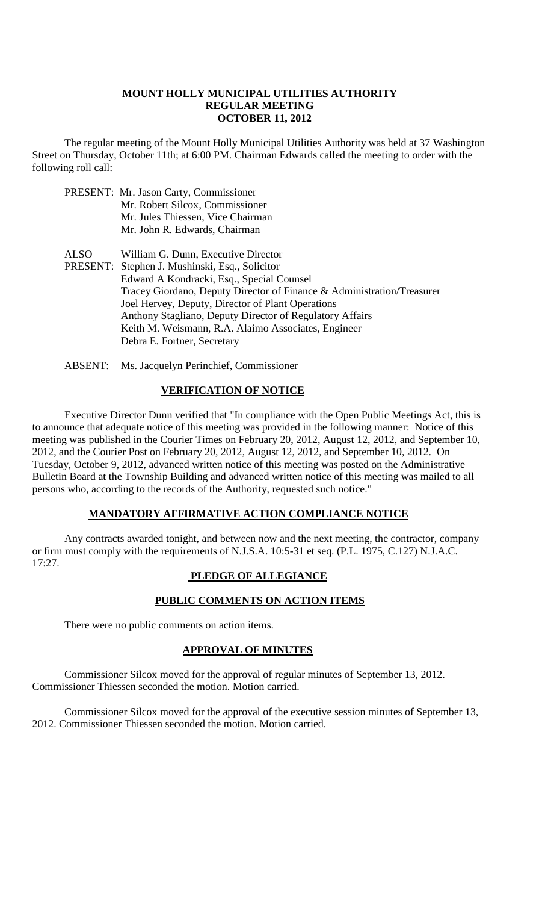# MOUNT HOLLY MUNICIPAL UTILITIES AUTHORITY
## REGULAR MEETING
## OCTOBER 11, 2012

The regular meeting of the Mount Holly Municipal Utilities Authority was held at 37 Washington Street on Thursday, October 11th; at 6:00 PM. Chairman Edwards called the meeting to order with the following roll call:

PRESENT: Mr. Jason Carty, Commissioner
Mr. Robert Silcox, Commissioner
Mr. Jules Thiessen, Vice Chairman
Mr. John R. Edwards, Chairman

ALSO PRESENT: William G. Dunn, Executive Director
Stephen J. Mushinski, Esq., Solicitor
Edward A Kondracki, Esq., Special Counsel
Tracey Giordano, Deputy Director of Finance & Administration/Treasurer
Joel Hervey, Deputy, Director of Plant Operations
Anthony Stagliano, Deputy Director of Regulatory Affairs
Keith M. Weismann, R.A. Alaimo Associates, Engineer
Debra E. Fortner, Secretary

ABSENT: Ms. Jacquelyn Perinchief, Commissioner

## VERIFICATION OF NOTICE

Executive Director Dunn verified that "In compliance with the Open Public Meetings Act, this is to announce that adequate notice of this meeting was provided in the following manner: Notice of this meeting was published in the Courier Times on February 20, 2012, August 12, 2012, and September 10, 2012, and the Courier Post on February 20, 2012, August 12, 2012, and September 10, 2012. On Tuesday, October 9, 2012, advanced written notice of this meeting was posted on the Administrative Bulletin Board at the Township Building and advanced written notice of this meeting was mailed to all persons who, according to the records of the Authority, requested such notice."

## MANDATORY AFFIRMATIVE ACTION COMPLIANCE NOTICE

Any contracts awarded tonight, and between now and the next meeting, the contractor, company or firm must comply with the requirements of N.J.S.A. 10:5-31 et seq. (P.L. 1975, C.127) N.J.A.C. 17:27.

## PLEDGE OF ALLEGIANCE

## PUBLIC COMMENTS ON ACTION ITEMS

There were no public comments on action items.

## APPROVAL OF MINUTES

Commissioner Silcox moved for the approval of regular minutes of September 13, 2012. Commissioner Thiessen seconded the motion. Motion carried.

Commissioner Silcox moved for the approval of the executive session minutes of September 13, 2012. Commissioner Thiessen seconded the motion. Motion carried.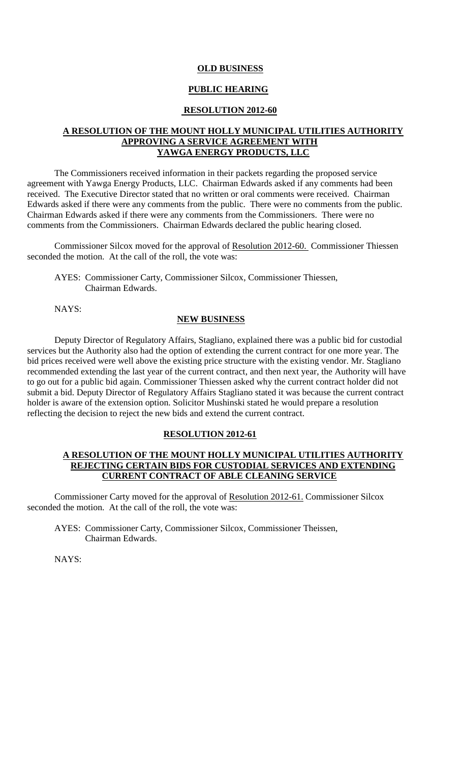**OLD BUSINESS**

**PUBLIC HEARING**

**RESOLUTION 2012-60**

**A RESOLUTION OF THE MOUNT HOLLY MUNICIPAL UTILITIES AUTHORITY APPROVING A SERVICE AGREEMENT WITH YAWGA ENERGY PRODUCTS, LLC**

The Commissioners received information in their packets regarding the proposed service agreement with Yawga Energy Products, LLC. Chairman Edwards asked if any comments had been received. The Executive Director stated that no written or oral comments were received. Chairman Edwards asked if there were any comments from the public. There were no comments from the public. Chairman Edwards asked if there were any comments from the Commissioners. There were no comments from the Commissioners. Chairman Edwards declared the public hearing closed.

Commissioner Silcox moved for the approval of Resolution 2012-60. Commissioner Thiessen seconded the motion. At the call of the roll, the vote was:

AYES: Commissioner Carty, Commissioner Silcox, Commissioner Thiessen, Chairman Edwards.

NAYS:

**NEW BUSINESS**

Deputy Director of Regulatory Affairs, Stagliano, explained there was a public bid for custodial services but the Authority also had the option of extending the current contract for one more year. The bid prices received were well above the existing price structure with the existing vendor. Mr. Stagliano recommended extending the last year of the current contract, and then next year, the Authority will have to go out for a public bid again. Commissioner Thiessen asked why the current contract holder did not submit a bid. Deputy Director of Regulatory Affairs Stagliano stated it was because the current contract holder is aware of the extension option. Solicitor Mushinski stated he would prepare a resolution reflecting the decision to reject the new bids and extend the current contract.

**RESOLUTION 2012-61**

**A RESOLUTION OF THE MOUNT HOLLY MUNICIPAL UTILITIES AUTHORITY REJECTING CERTAIN BIDS FOR CUSTODIAL SERVICES AND EXTENDING CURRENT CONTRACT OF ABLE CLEANING SERVICE**

Commissioner Carty moved for the approval of Resolution 2012-61. Commissioner Silcox seconded the motion. At the call of the roll, the vote was:

AYES: Commissioner Carty, Commissioner Silcox, Commissioner Theissen, Chairman Edwards.

NAYS: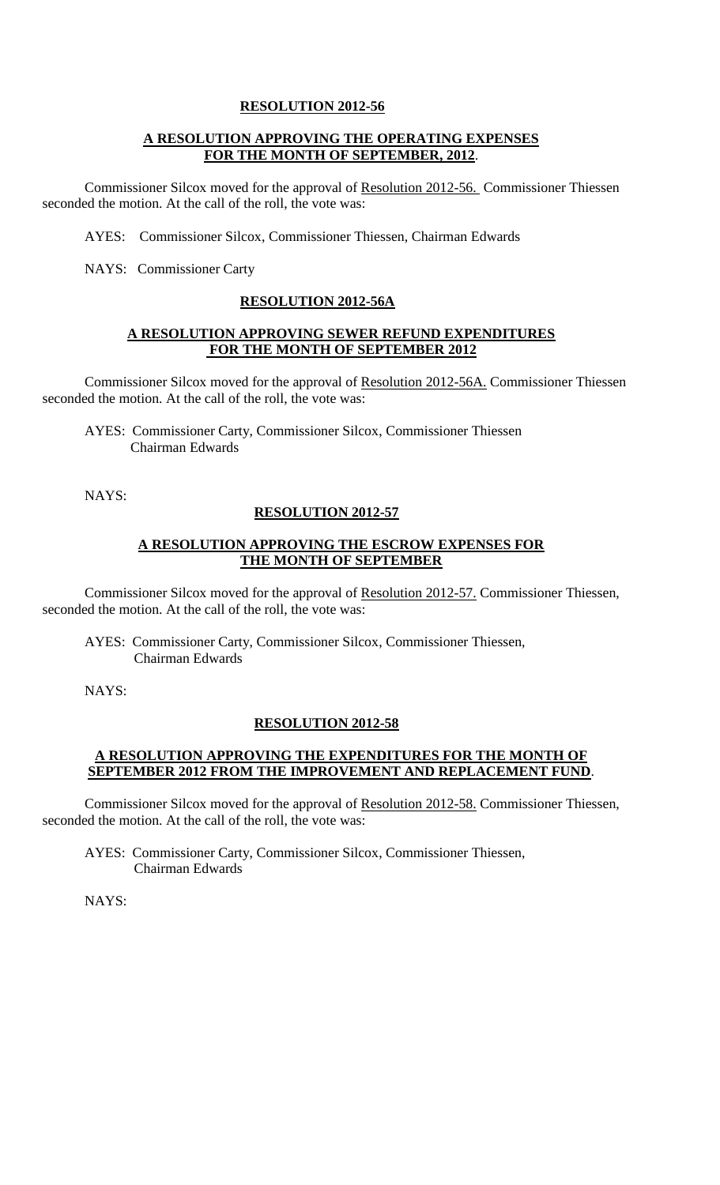**RESOLUTION 2012-56**

**A RESOLUTION APPROVING THE OPERATING EXPENSES FOR THE MONTH OF SEPTEMBER, 2012**.

Commissioner Silcox moved for the approval of Resolution 2012-56. Commissioner Thiessen seconded the motion. At the call of the roll, the vote was:

AYES: Commissioner Silcox, Commissioner Thiessen, Chairman Edwards

NAYS: Commissioner Carty

**RESOLUTION 2012-56A**

**A RESOLUTION APPROVING SEWER REFUND EXPENDITURES FOR THE MONTH OF SEPTEMBER 2012**

Commissioner Silcox moved for the approval of Resolution 2012-56A. Commissioner Thiessen seconded the motion. At the call of the roll, the vote was:

AYES: Commissioner Carty, Commissioner Silcox, Commissioner Thiessen Chairman Edwards

NAYS:

**RESOLUTION 2012-57**

**A RESOLUTION APPROVING THE ESCROW EXPENSES FOR THE MONTH OF SEPTEMBER**

Commissioner Silcox moved for the approval of Resolution 2012-57. Commissioner Thiessen, seconded the motion. At the call of the roll, the vote was:

AYES: Commissioner Carty, Commissioner Silcox, Commissioner Thiessen, Chairman Edwards

NAYS:

**RESOLUTION 2012-58**

**A RESOLUTION APPROVING THE EXPENDITURES FOR THE MONTH OF SEPTEMBER 2012 FROM THE IMPROVEMENT AND REPLACEMENT FUND**.

Commissioner Silcox moved for the approval of Resolution 2012-58. Commissioner Thiessen, seconded the motion. At the call of the roll, the vote was:

AYES: Commissioner Carty, Commissioner Silcox, Commissioner Thiessen, Chairman Edwards

NAYS: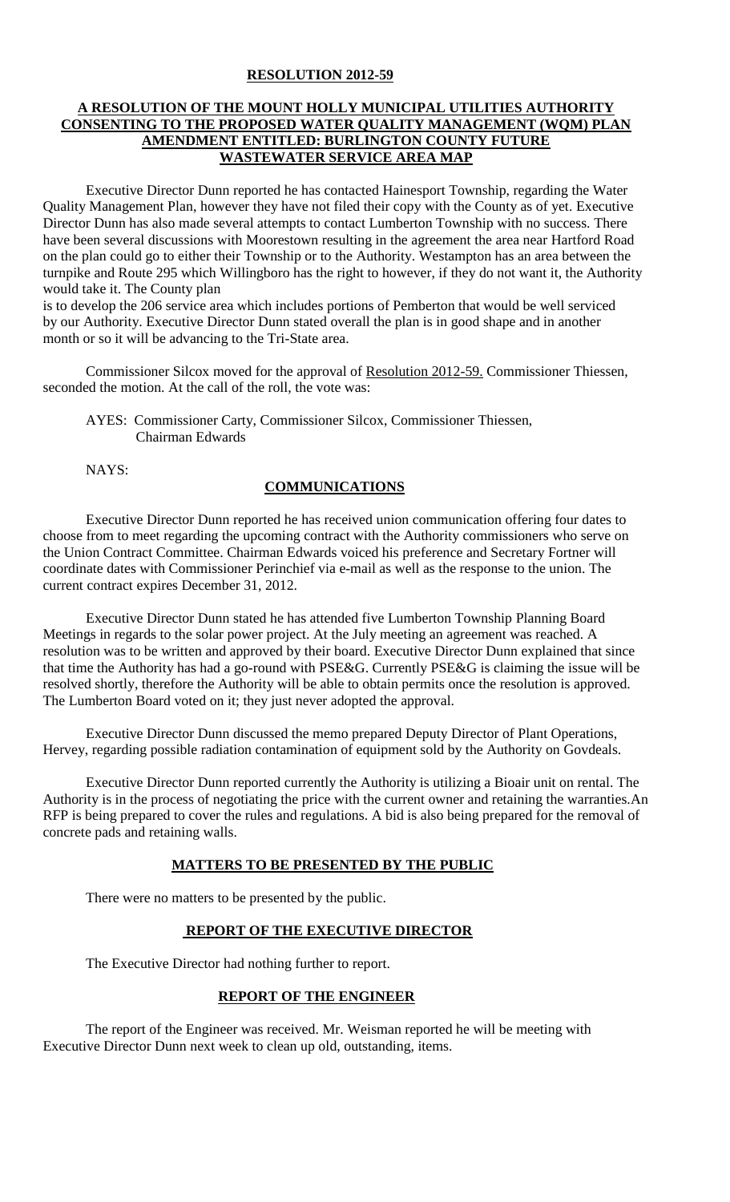## RESOLUTION 2012-59

## A RESOLUTION OF THE MOUNT HOLLY MUNICIPAL UTILITIES AUTHORITY CONSENTING TO THE PROPOSED WATER QUALITY MANAGEMENT (WQM) PLAN AMENDMENT ENTITLED: BURLINGTON COUNTY FUTURE WASTEWATER SERVICE AREA MAP

Executive Director Dunn reported he has contacted Hainesport Township, regarding the Water Quality Management Plan, however they have not filed their copy with the County as of yet. Executive Director Dunn has also made several attempts to contact Lumberton Township with no success. There have been several discussions with Moorestown resulting in the agreement the area near Hartford Road on the plan could go to either their Township or to the Authority. Westampton has an area between the turnpike and Route 295 which Willingboro has the right to however, if they do not want it, the Authority would take it. The County plan is to develop the 206 service area which includes portions of Pemberton that would be well serviced by our Authority. Executive Director Dunn stated overall the plan is in good shape and in another month or so it will be advancing to the Tri-State area.

Commissioner Silcox moved for the approval of Resolution 2012-59. Commissioner Thiessen, seconded the motion. At the call of the roll, the vote was:

AYES: Commissioner Carty, Commissioner Silcox, Commissioner Thiessen, Chairman Edwards

NAYS:

## COMMUNICATIONS

Executive Director Dunn reported he has received union communication offering four dates to choose from to meet regarding the upcoming contract with the Authority commissioners who serve on the Union Contract Committee. Chairman Edwards voiced his preference and Secretary Fortner will coordinate dates with Commissioner Perinchief via e-mail as well as the response to the union. The current contract expires December 31, 2012.

Executive Director Dunn stated he has attended five Lumberton Township Planning Board Meetings in regards to the solar power project. At the July meeting an agreement was reached. A resolution was to be written and approved by their board. Executive Director Dunn explained that since that time the Authority has had a go-round with PSE&G. Currently PSE&G is claiming the issue will be resolved shortly, therefore the Authority will be able to obtain permits once the resolution is approved. The Lumberton Board voted on it; they just never adopted the approval.

Executive Director Dunn discussed the memo prepared Deputy Director of Plant Operations, Hervey, regarding possible radiation contamination of equipment sold by the Authority on Govdeals.

Executive Director Dunn reported currently the Authority is utilizing a Bioair unit on rental. The Authority is in the process of negotiating the price with the current owner and retaining the warranties.An RFP is being prepared to cover the rules and regulations. A bid is also being prepared for the removal of concrete pads and retaining walls.

## MATTERS TO BE PRESENTED BY THE PUBLIC

There were no matters to be presented by the public.

## REPORT OF THE EXECUTIVE DIRECTOR

The Executive Director had nothing further to report.

## REPORT OF THE ENGINEER

The report of the Engineer was received. Mr. Weisman reported he will be meeting with Executive Director Dunn next week to clean up old, outstanding, items.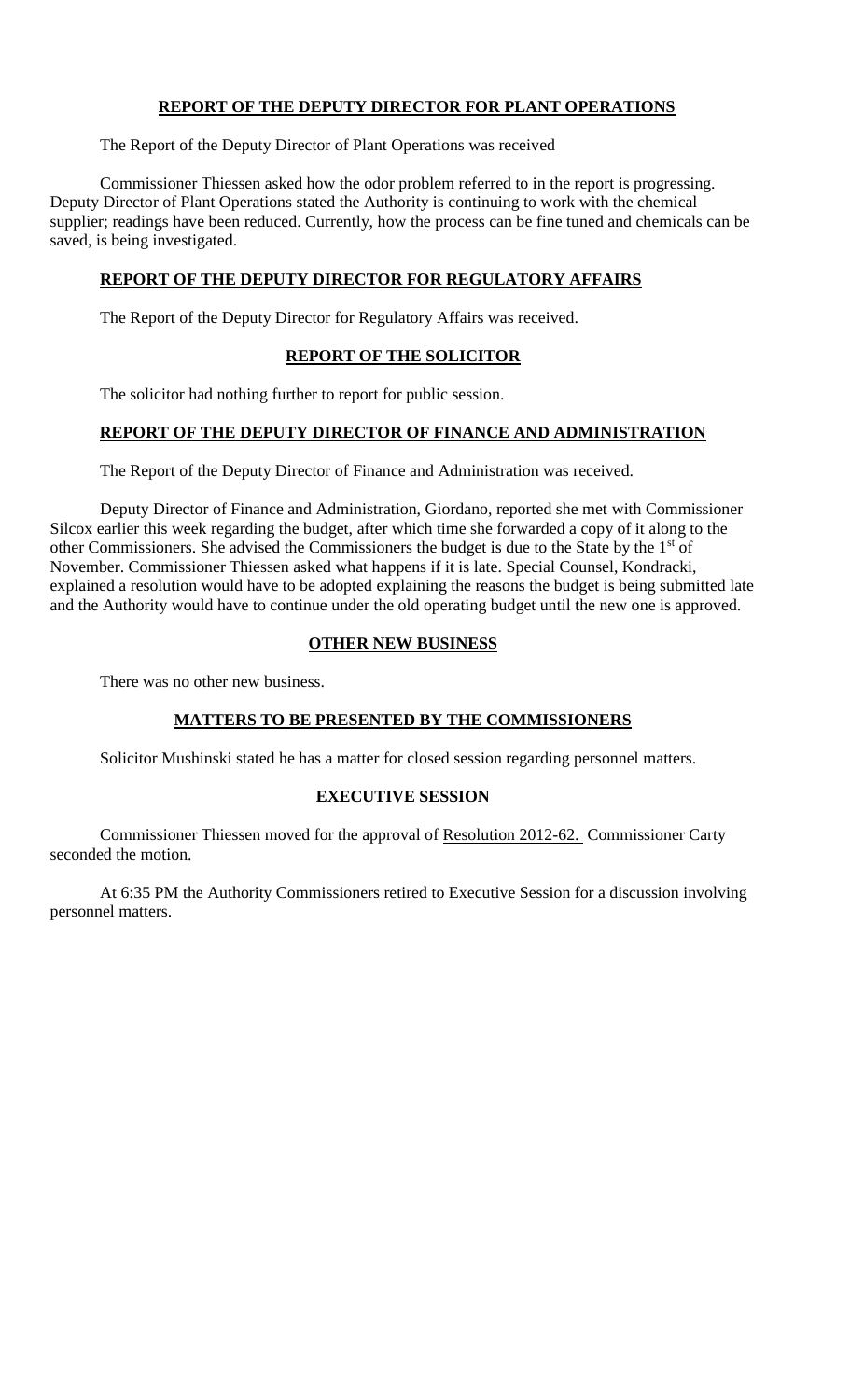## **REPORT OF THE DEPUTY DIRECTOR FOR PLANT OPERATIONS**

The Report of the Deputy Director of Plant Operations was received

Commissioner Thiessen asked how the odor problem referred to in the report is progressing. Deputy Director of Plant Operations stated the Authority is continuing to work with the chemical supplier; readings have been reduced. Currently, how the process can be fine tuned and chemicals can be saved, is being investigated.

## **REPORT OF THE DEPUTY DIRECTOR FOR REGULATORY AFFAIRS**

The Report of the Deputy Director for Regulatory Affairs was received.

## **REPORT OF THE SOLICITOR**

The solicitor had nothing further to report for public session.

## **REPORT OF THE DEPUTY DIRECTOR OF FINANCE AND ADMINISTRATION**

The Report of the Deputy Director of Finance and Administration was received.

Deputy Director of Finance and Administration, Giordano, reported she met with Commissioner Silcox earlier this week regarding the budget, after which time she forwarded a copy of it along to the other Commissioners. She advised the Commissioners the budget is due to the State by the 1st of November. Commissioner Thiessen asked what happens if it is late. Special Counsel, Kondracki, explained a resolution would have to be adopted explaining the reasons the budget is being submitted late and the Authority would have to continue under the old operating budget until the new one is approved.

## **OTHER NEW BUSINESS**

There was no other new business.

## **MATTERS TO BE PRESENTED BY THE COMMISSIONERS**

Solicitor Mushinski stated he has a matter for closed session regarding personnel matters.

## **EXECUTIVE SESSION**

Commissioner Thiessen moved for the approval of Resolution 2012-62. Commissioner Carty seconded the motion.

At 6:35 PM the Authority Commissioners retired to Executive Session for a discussion involving personnel matters.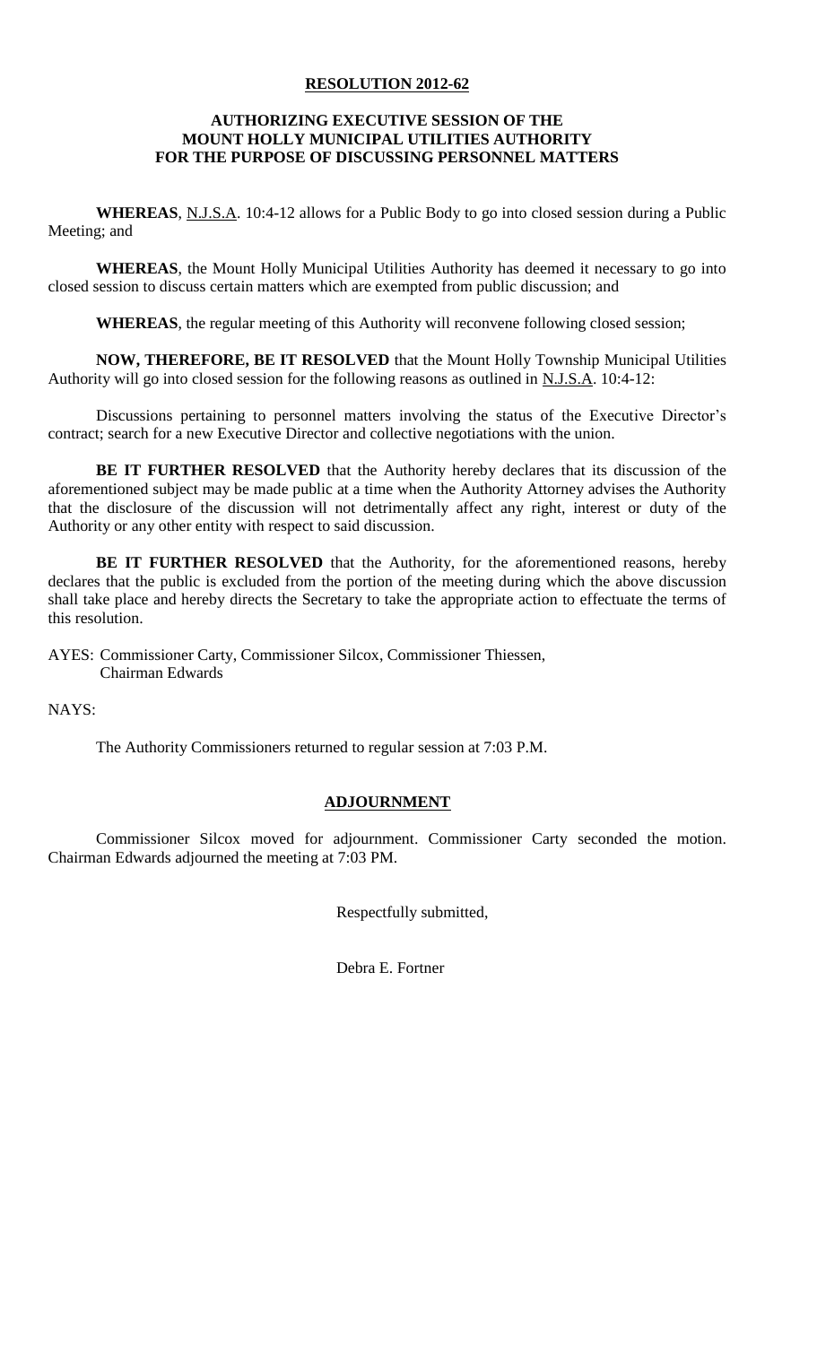**RESOLUTION 2012-62**

**AUTHORIZING EXECUTIVE SESSION OF THE MOUNT HOLLY MUNICIPAL UTILITIES AUTHORITY FOR THE PURPOSE OF DISCUSSING PERSONNEL MATTERS**

**WHEREAS**, N.J.S.A. 10:4-12 allows for a Public Body to go into closed session during a Public Meeting; and

**WHEREAS**, the Mount Holly Municipal Utilities Authority has deemed it necessary to go into closed session to discuss certain matters which are exempted from public discussion; and

**WHEREAS**, the regular meeting of this Authority will reconvene following closed session;

**NOW, THEREFORE, BE IT RESOLVED** that the Mount Holly Township Municipal Utilities Authority will go into closed session for the following reasons as outlined in N.J.S.A. 10:4-12:

Discussions pertaining to personnel matters involving the status of the Executive Director's contract; search for a new Executive Director and collective negotiations with the union.

**BE IT FURTHER RESOLVED** that the Authority hereby declares that its discussion of the aforementioned subject may be made public at a time when the Authority Attorney advises the Authority that the disclosure of the discussion will not detrimentally affect any right, interest or duty of the Authority or any other entity with respect to said discussion.

**BE IT FURTHER RESOLVED** that the Authority, for the aforementioned reasons, hereby declares that the public is excluded from the portion of the meeting during which the above discussion shall take place and hereby directs the Secretary to take the appropriate action to effectuate the terms of this resolution.

AYES: Commissioner Carty, Commissioner Silcox, Commissioner Thiessen, Chairman Edwards

NAYS:

The Authority Commissioners returned to regular session at 7:03 P.M.

**ADJOURNMENT**

Commissioner Silcox moved for adjournment. Commissioner Carty seconded the motion. Chairman Edwards adjourned the meeting at 7:03 PM.

Respectfully submitted,

Debra E. Fortner